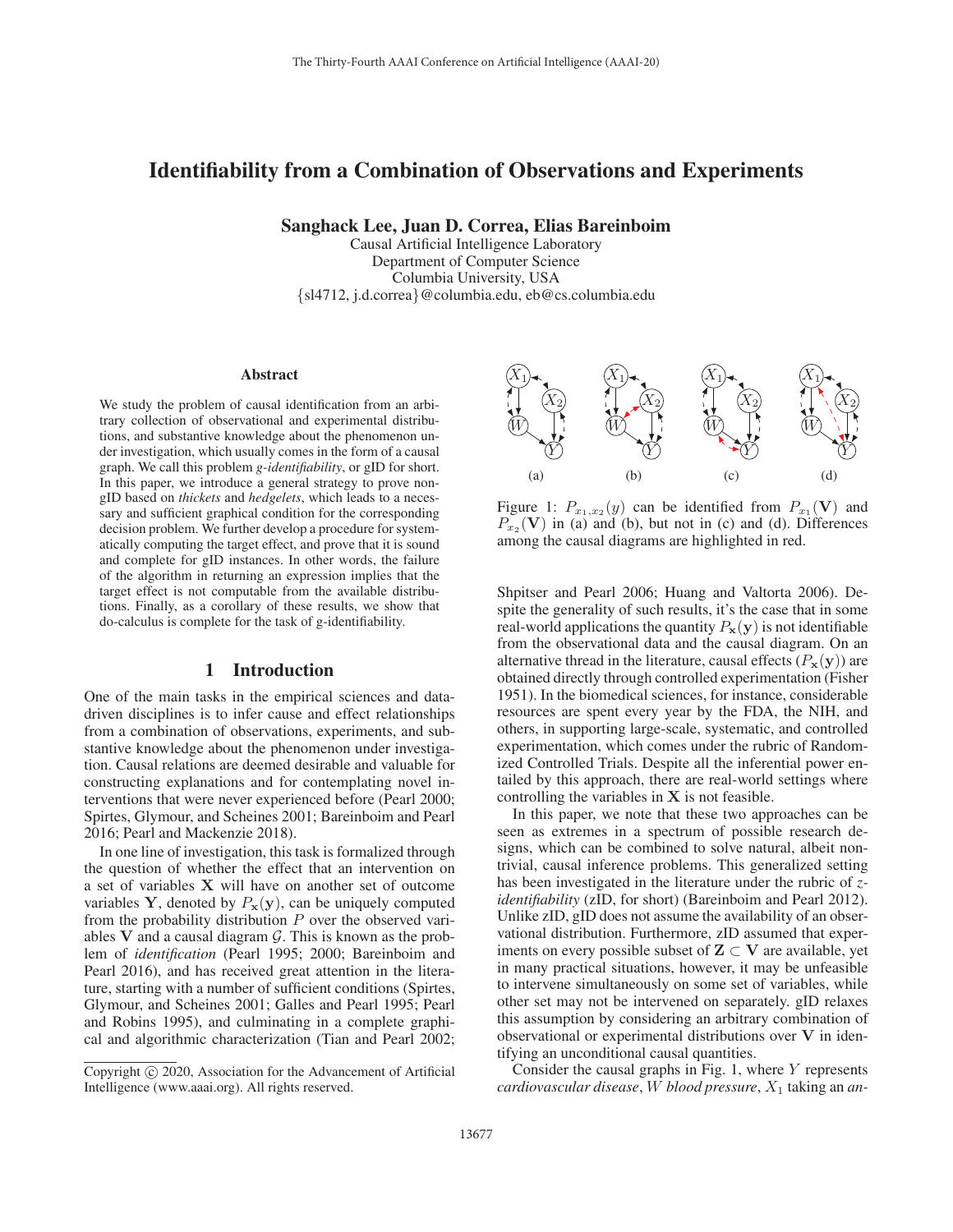# Identifiability from a Combination of Observations and Experiments

**Sanghack Lee, Juan D. Correa, Elias Bareinboim**

Causal Artificial Intelligence Laboratory
Department of Computer Science
Columbia University, USA
{sl4712, j.d.correa}@columbia.edu, eb@cs.columbia.edu

## Abstract

We study the problem of causal identification from an arbitrary collection of observational and experimental distributions, and substantive knowledge about the phenomenon under investigation, which usually comes in the form of a causal graph. We call this problem *g-identifiability*, or gID for short. In this paper, we introduce a general strategy to prove non-gID based on *thickets* and *hedgelets*, which leads to a necessary and sufficient graphical condition for the corresponding decision problem. We further develop a procedure for systematically computing the target effect, and prove that it is sound and complete for gID instances. In other words, the failure of the algorithm in returning an expression implies that the target effect is not computable from the available distributions. Finally, as a corollary of these results, we show that do-calculus is complete for the task of g-identifiability.

## 1 Introduction

One of the main tasks in the empirical sciences and data-driven disciplines is to infer cause and effect relationships from a combination of observations, experiments, and substantive knowledge about the phenomenon under investigation. Causal relations are deemed desirable and valuable for constructing explanations and for contemplating novel interventions that were never experienced before (Pearl 2000; Spirtes, Glymour, and Scheines 2001; Bareinboim and Pearl 2016; Pearl and Mackenzie 2018).

In one line of investigation, this task is formalized through the question of whether the effect that an intervention on a set of variables $\mathbf{X}$ will have on another set of outcome variables $\mathbf{Y}$, denoted by $P_{\mathbf{x}}(\mathbf{y})$, can be uniquely computed from the probability distribution $P$ over the observed variables $\mathbf{V}$ and a causal diagram $\mathcal{G}$. This is known as the problem of *identification* (Pearl 1995; 2000; Bareinboim and Pearl 2016), and has received great attention in the literature, starting with a number of sufficient conditions (Spirtes, Glymour, and Scheines 2001; Galles and Pearl 1995; Pearl and Robins 1995), and culminating in a complete graphical and algorithmic characterization (Tian and Pearl 2002; Shpitser and Pearl 2006; Huang and Valtorta 2006). Despite the generality of such results, it's the case that in some real-world applications the quantity $P_{\mathbf{x}}(\mathbf{y})$ is not identifiable from the observational data and the causal diagram. On an alternative thread in the literature, causal effects ($P_{\mathbf{x}}(\mathbf{y})$) are obtained directly through controlled experimentation (Fisher 1951). In the biomedical sciences, for instance, considerable resources are spent every year by the FDA, the NIH, and others, in supporting large-scale, systematic, and controlled experimentation, which comes under the rubric of Randomized Controlled Trials. Despite all the inferential power entailed by this approach, there are real-world settings where controlling the variables in $\mathbf{X}$ is not feasible.

Figure 1: $P_{x_1,x_2}(y)$ can be identified from $P_{x_1}(\mathbf{V})$ and $P_{x_2}(\mathbf{V})$ in (a) and (b), but not in (c) and (d). Differences among the causal diagrams are highlighted in red.

In this paper, we note that these two approaches can be seen as extremes in a spectrum of possible research designs, which can be combined to solve natural, albeit non-trivial, causal inference problems. This generalized setting has been investigated in the literature under the rubric of *z-identifiability* (zID, for short) (Bareinboim and Pearl 2012). Unlike zID, gID does not assume the availability of an observational distribution. Furthermore, zID assumed that experiments on every possible subset of $\mathbf{Z} \subset \mathbf{V}$ are available, yet in many practical situations, however, it may be unfeasible to intervene simultaneously on some set of variables, while other set may not be intervened on separately. gID relaxes this assumption by considering an arbitrary combination of observational or experimental distributions over $\mathbf{V}$ in identifying an unconditional causal quantities.

Consider the causal graphs in Fig. 1, where $Y$ represents *cardiovascular disease*, $W$ *blood pressure*, $X_1$ taking an *an-*

Copyright © 2020, Association for the Advancement of Artificial Intelligence (www.aaai.org). All rights reserved.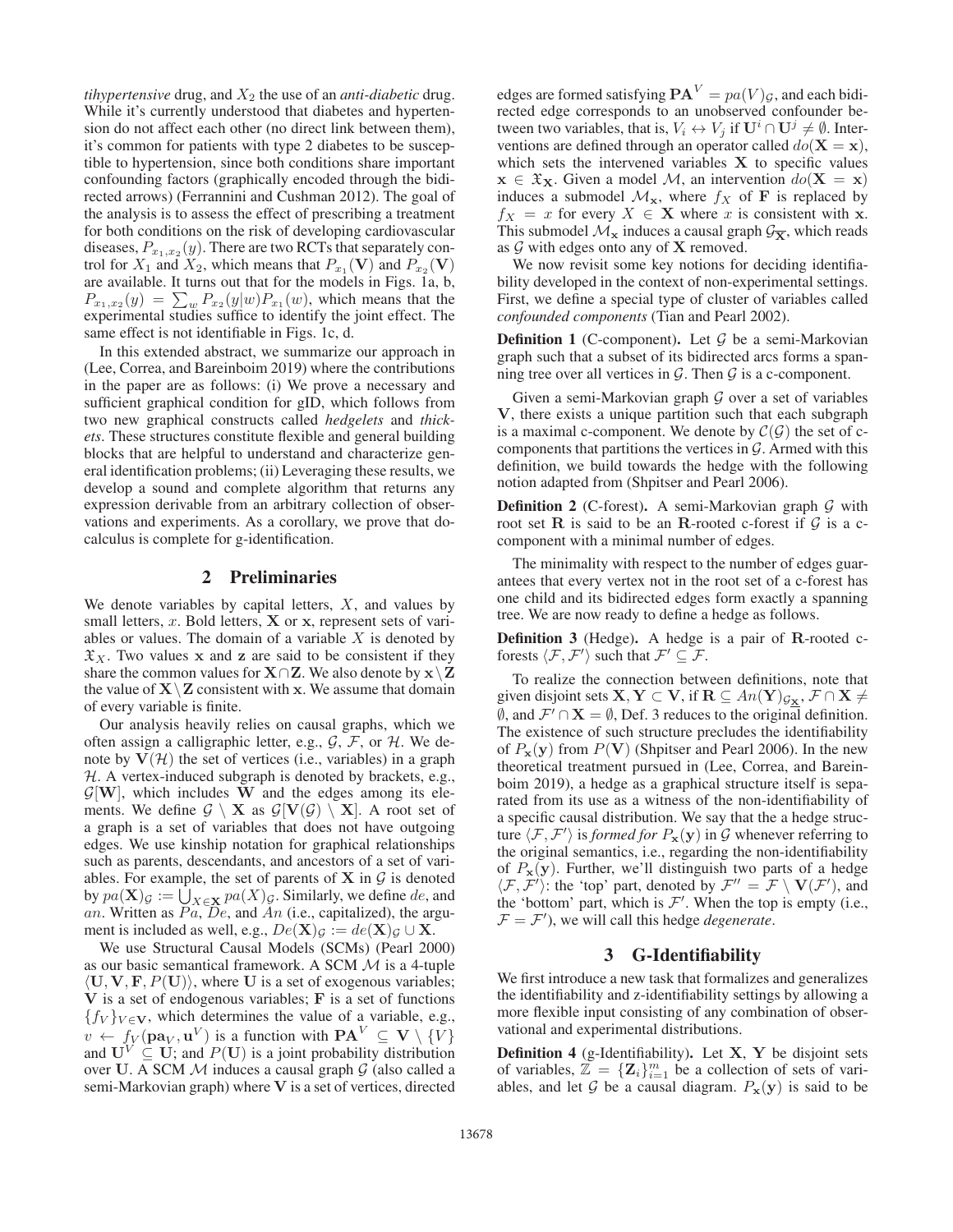*tihypertensive* drug, and $X_2$ the use of an *anti-diabetic* drug. While it's currently understood that diabetes and hypertension do not affect each other (no direct link between them), it's common for patients with type 2 diabetes to be susceptible to hypertension, since both conditions share important confounding factors (graphically encoded through the bidirected arrows) (Ferrannini and Cushman 2012). The goal of the analysis is to assess the effect of prescribing a treatment for both conditions on the risk of developing cardiovascular diseases, $P_{x_1,x_2}(y)$. There are two RCTs that separately control for $X_1$ and $X_2$, which means that $P_{x_1}(\mathbf{V})$ and $P_{x_2}(\mathbf{V})$ are available. It turns out that for the models in Figs. 1a, b, $P_{x_1,x_2}(y) = \sum_w P_{x_2}(y|w)P_{x_1}(w)$, which means that the experimental studies suffice to identify the joint effect. The same effect is not identifiable in Figs. 1c, d.

In this extended abstract, we summarize our approach in (Lee, Correa, and Bareinboim 2019) where the contributions in the paper are as follows: (i) We prove a necessary and sufficient graphical condition for gID, which follows from two new graphical constructs called *hedgelets* and *thickets*. These structures constitute flexible and general building blocks that are helpful to understand and characterize general identification problems; (ii) Leveraging these results, we develop a sound and complete algorithm that returns any expression derivable from an arbitrary collection of observations and experiments. As a corollary, we prove that do-calculus is complete for g-identification.

## 2 Preliminaries

We denote variables by capital letters, $X$, and values by small letters, $x$. Bold letters, $\mathbf{X}$ or $\mathbf{x}$, represent sets of variables or values. The domain of a variable $X$ is denoted by $\mathfrak{X}_X$. Two values $\mathbf{x}$ and $\mathbf{z}$ are said to be consistent if they share the common values for $\mathbf{X} \cap \mathbf{Z}$. We also denote by $\mathbf{x} \setminus \mathbf{Z}$ the value of $\mathbf{X} \setminus \mathbf{Z}$ consistent with $\mathbf{x}$. We assume that domain of every variable is finite.

Our analysis heavily relies on causal graphs, which we often assign a calligraphic letter, e.g., $\mathcal{G}$, $\mathcal{F}$, or $\mathcal{H}$. We denote by $\mathbf{V}(\mathcal{H})$ the set of vertices (i.e., variables) in a graph $\mathcal{H}$. A vertex-induced subgraph is denoted by brackets, e.g., $\mathcal{G}[\mathbf{W}]$, which includes $\mathbf{W}$ and the edges among its elements. We define $\mathcal{G} \setminus \mathbf{X}$ as $\mathcal{G}[\mathbf{V}(\mathcal{G}) \setminus \mathbf{X}]$. A root set of a graph is a set of variables that does not have outgoing edges. We use kinship notation for graphical relationships such as parents, descendants, and ancestors of a set of variables. For example, the set of parents of $\mathbf{X}$ in $\mathcal{G}$ is denoted by $pa(\mathbf{X})_{\mathcal{G}} := \bigcup_{X \in \mathbf{X}} pa(X)_{\mathcal{G}}$. Similarly, we define $de$, and $an$. Written as $Pa$, $De$, and $An$ (i.e., capitalized), the argument is included as well, e.g., $De(\mathbf{X})_{\mathcal{G}} := de(\mathbf{X})_{\mathcal{G}} \cup \mathbf{X}$.

We use Structural Causal Models (SCMs) (Pearl 2000) as our basic semantical framework. A SCM $\mathcal{M}$ is a 4-tuple $\langle \mathbf{U}, \mathbf{V}, \mathbf{F}, P(\mathbf{U}) \rangle$, where $\mathbf{U}$ is a set of exogenous variables; $\mathbf{V}$ is a set of endogenous variables; $\mathbf{F}$ is a set of functions $\{f_V\}_{V \in \mathbf{V}}$, which determines the value of a variable, e.g., $v \leftarrow f_V(\mathbf{pa}_V, \mathbf{u}^V)$ is a function with $\mathbf{PA}^V \subseteq \mathbf{V} \setminus \{V\}$ and $\mathbf{U}^V \subseteq \mathbf{U}$; and $P(\mathbf{U})$ is a joint probability distribution over $\mathbf{U}$. A SCM $\mathcal{M}$ induces a causal graph $\mathcal{G}$ (also called a semi-Markovian graph) where $\mathbf{V}$ is a set of vertices, directed edges are formed satisfying $\mathbf{PA}^V = pa(V)_{\mathcal{G}}$, and each bidirected edge corresponds to an unobserved confounder between two variables, that is, $V_i \leftrightarrow V_j$ if $\mathbf{U}^i \cap \mathbf{U}^j \neq \emptyset$. Interventions are defined through an operator called $do(\mathbf{X} = \mathbf{x})$, which sets the intervened variables $\mathbf{X}$ to specific values $\mathbf{x} \in \mathfrak{X}_{\mathbf{X}}$. Given a model $\mathcal{M}$, an intervention $do(\mathbf{X} = \mathbf{x})$ induces a submodel $\mathcal{M}_{\mathbf{x}}$, where $f_X$ of $\mathbf{F}$ is replaced by $f_X = x$ for every $X \in \mathbf{X}$ where $x$ is consistent with $\mathbf{x}$. This submodel $\mathcal{M}_{\mathbf{x}}$ induces a causal graph $\mathcal{G}_{\overline{\mathbf{X}}}$, which reads as $\mathcal{G}$ with edges onto any of $\mathbf{X}$ removed.

We now revisit some key notions for deciding identifiability developed in the context of non-experimental settings. First, we define a special type of cluster of variables called *confounded components* (Tian and Pearl 2002).

**Definition 1** (C-component)**.** Let $\mathcal{G}$ be a semi-Markovian graph such that a subset of its bidirected arcs forms a spanning tree over all vertices in $\mathcal{G}$. Then $\mathcal{G}$ is a c-component.

Given a semi-Markovian graph $\mathcal{G}$ over a set of variables $\mathbf{V}$, there exists a unique partition such that each subgraph is a maximal c-component. We denote by $\mathcal{C}(\mathcal{G})$ the set of c-components that partitions the vertices in $\mathcal{G}$. Armed with this definition, we build towards the hedge with the following notion adapted from (Shpitser and Pearl 2006).

**Definition 2** (C-forest)**.** A semi-Markovian graph $\mathcal{G}$ with root set $\mathbf{R}$ is said to be an $\mathbf{R}$-rooted c-forest if $\mathcal{G}$ is a c-component with a minimal number of edges.

The minimality with respect to the number of edges guarantees that every vertex not in the root set of a c-forest has one child and its bidirected edges form exactly a spanning tree. We are now ready to define a hedge as follows.

**Definition 3** (Hedge)**.** A hedge is a pair of $\mathbf{R}$-rooted c-forests $\langle \mathcal{F}, \mathcal{F}' \rangle$ such that $\mathcal{F}' \subseteq \mathcal{F}$.

To realize the connection between definitions, note that given disjoint sets $\mathbf{X}, \mathbf{Y} \subset \mathbf{V}$, if $\mathbf{R} \subseteq An(\mathbf{Y})_{\mathcal{G}_{\overline{\mathbf{X}}}}$, $\mathcal{F} \cap \mathbf{X} \neq \emptyset$, and $\mathcal{F}' \cap \mathbf{X} = \emptyset$, Def. 3 reduces to the original definition. The existence of such structure precludes the identifiability of $P_{\mathbf{x}}(\mathbf{y})$ from $P(\mathbf{V})$ (Shpitser and Pearl 2006). In the new theoretical treatment pursued in (Lee, Correa, and Bareinboim 2019), a hedge as a graphical structure itself is separated from its use as a witness of the non-identifiability of a specific causal distribution. We say that the a hedge structure $\langle \mathcal{F}, \mathcal{F}' \rangle$ is *formed for* $P_{\mathbf{x}}(\mathbf{y})$ in $\mathcal{G}$ whenever referring to the original semantics, i.e., regarding the non-identifiability of $P_{\mathbf{x}}(\mathbf{y})$. Further, we'll distinguish two parts of a hedge $\langle \mathcal{F}, \mathcal{F}' \rangle$: the 'top' part, denoted by $\mathcal{F}'' = \mathcal{F} \setminus \mathbf{V}(\mathcal{F}')$, and the 'bottom' part, which is $\mathcal{F}'$. When the top is empty (i.e., $\mathcal{F} = \mathcal{F}'$), we will call this hedge *degenerate*.

## 3 G-Identifiability

We first introduce a new task that formalizes and generalizes the identifiability and z-identifiability settings by allowing a more flexible input consisting of any combination of observational and experimental distributions.

**Definition 4** (g-Identifiability)**.** Let $\mathbf{X}$, $\mathbf{Y}$ be disjoint sets of variables, $\mathbb{Z} = \{\mathbf{Z}_i\}_{i=1}^m$ be a collection of sets of variables, and let $\mathcal{G}$ be a causal diagram. $P_{\mathbf{x}}(\mathbf{y})$ is said to be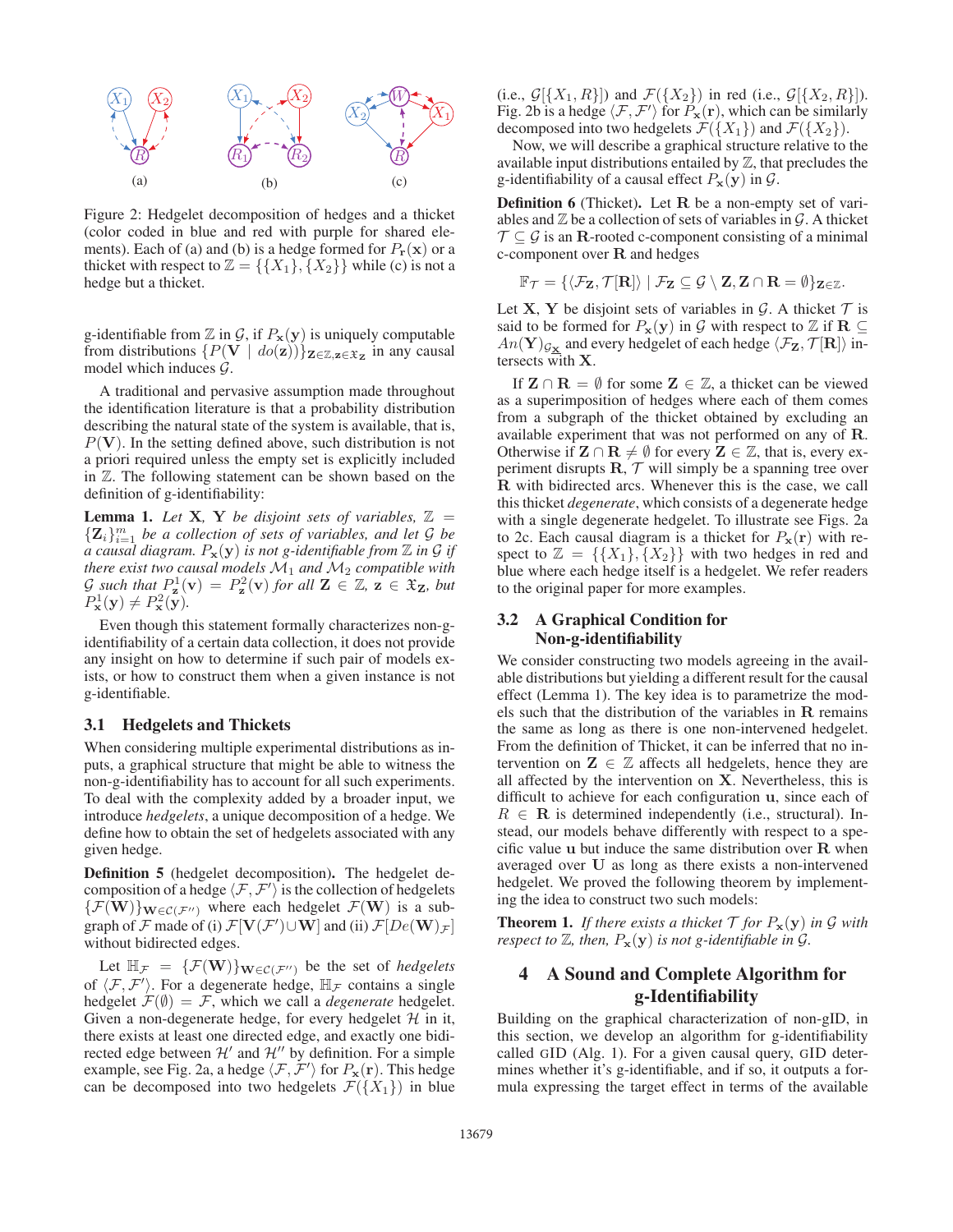Figure 2: Hedgelet decomposition of hedges and a thicket (color coded in blue and red with purple for shared elements). Each of (a) and (b) is a hedge formed for $P_{\mathbf{r}}(\mathbf{x})$ or a thicket with respect to $\mathbb{Z} = \{\{X_1\}, \{X_2\}\}$ while (c) is not a hedge but a thicket.

g-identifiable from $\mathbb{Z}$ in $\mathcal{G}$, if $P_{\mathbf{x}}(\mathbf{y})$ is uniquely computable from distributions $\{P(\mathbf{V} \mid do(\mathbf{z}))\}_{\mathbf{Z}\in\mathbb{Z}, \mathbf{z}\in\mathfrak{X}_{\mathbf{Z}}}$ in any causal model which induces $\mathcal{G}$.

A traditional and pervasive assumption made throughout the identification literature is that a probability distribution describing the natural state of the system is available, that is, $P(\mathbf{V})$. In the setting defined above, such distribution is not a priori required unless the empty set is explicitly included in $\mathbb{Z}$. The following statement can be shown based on the definition of g-identifiability:

**Lemma 1.** *Let $\mathbf{X}$, $\mathbf{Y}$ be disjoint sets of variables, $\mathbb{Z} = \{\mathbf{Z}_i\}_{i=1}^{m}$ be a collection of sets of variables, and let $\mathcal{G}$ be a causal diagram. $P_{\mathbf{x}}(\mathbf{y})$ is not g-identifiable from $\mathbb{Z}$ in $\mathcal{G}$ if there exist two causal models $\mathcal{M}_1$ and $\mathcal{M}_2$ compatible with $\mathcal{G}$ such that $P^1_{\mathbf{z}}(\mathbf{v}) = P^2_{\mathbf{z}}(\mathbf{v})$ for all $\mathbf{Z} \in \mathbb{Z}$, $\mathbf{z} \in \mathfrak{X}_{\mathbf{Z}}$, but $P^1_{\mathbf{x}}(\mathbf{y}) \neq P^2_{\mathbf{x}}(\mathbf{y})$.*

Even though this statement formally characterizes non-g-identifiability of a certain data collection, it does not provide any insight on how to determine if such pair of models exists, or how to construct them when a given instance is not g-identifiable.

### 3.1 Hedgelets and Thickets

When considering multiple experimental distributions as inputs, a graphical structure that might be able to witness the non-g-identifiability has to account for all such experiments. To deal with the complexity added by a broader input, we introduce *hedgelets*, a unique decomposition of a hedge. We define how to obtain the set of hedgelets associated with any given hedge.

**Definition 5** (hedgelet decomposition)**.** The hedgelet decomposition of a hedge $\langle\mathcal{F}, \mathcal{F}'\rangle$ is the collection of hedgelets $\{\mathcal{F}(\mathbf{W})\}_{\mathbf{W}\in\mathcal{C}(\mathcal{F}'')}$ where each hedgelet $\mathcal{F}(\mathbf{W})$ is a subgraph of $\mathcal{F}$ made of (i) $\mathcal{F}[\mathbf{V}(\mathcal{F}')\cup\mathbf{W}]$ and (ii) $\mathcal{F}[De(\mathbf{W})_{\mathcal{F}}]$ without bidirected edges.

Let $\mathbb{H}_{\mathcal{F}} = \{\mathcal{F}(\mathbf{W})\}_{\mathbf{W}\in\mathcal{C}(\mathcal{F}'')}$ be the set of *hedgelets* of $\langle\mathcal{F}, \mathcal{F}'\rangle$. For a degenerate hedge, $\mathbb{H}_{\mathcal{F}}$ contains a single hedgelet $\mathcal{F}(\emptyset) = \mathcal{F}$, which we call a *degenerate* hedgelet. Given a non-degenerate hedge, for every hedgelet $\mathcal{H}$ in it, there exists at least one directed edge, and exactly one bidirected edge between $\mathcal{H}'$ and $\mathcal{H}''$ by definition. For a simple example, see Fig. 2a, a hedge $\langle\mathcal{F}, \mathcal{F}'\rangle$ for $P_{\mathbf{x}}(\mathbf{r})$. This hedge can be decomposed into two hedgelets $\mathcal{F}(\{X_1\})$ in blue (i.e., $\mathcal{G}[\{X_1, R\}]$) and $\mathcal{F}(\{X_2\})$ in red (i.e., $\mathcal{G}[\{X_2, R\}]$). Fig. 2b is a hedge $\langle\mathcal{F}, \mathcal{F}'\rangle$ for $P_{\mathbf{x}}(\mathbf{r})$, which can be similarly decomposed into two hedgelets $\mathcal{F}(\{X_1\})$ and $\mathcal{F}(\{X_2\})$.

Now, we will describe a graphical structure relative to the available input distributions entailed by $\mathbb{Z}$, that precludes the g-identifiability of a causal effect $P_{\mathbf{x}}(\mathbf{y})$ in $\mathcal{G}$.

**Definition 6** (Thicket)**.** Let $\mathbf{R}$ be a non-empty set of variables and $\mathbb{Z}$ be a collection of sets of variables in $\mathcal{G}$. A thicket $\mathcal{T} \subseteq \mathcal{G}$ is an $\mathbf{R}$-rooted c-component consisting of a minimal c-component over $\mathbf{R}$ and hedges

$$\mathbb{F}_{\mathcal{T}} = \{\langle\mathcal{F}_{\mathbf{Z}}, \mathcal{T}[\mathbf{R}]\rangle \mid \mathcal{F}_{\mathbf{Z}} \subseteq \mathcal{G}\setminus\mathbf{Z}, \mathbf{Z}\cap\mathbf{R} = \emptyset\}_{\mathbf{Z}\in\mathbb{Z}}.$$

Let $\mathbf{X}$, $\mathbf{Y}$ be disjoint sets of variables in $\mathcal{G}$. A thicket $\mathcal{T}$ is said to be formed for $P_{\mathbf{x}}(\mathbf{y})$ in $\mathcal{G}$ with respect to $\mathbb{Z}$ if $\mathbf{R} \subseteq An(\mathbf{Y})_{\mathcal{G}_{\underline{\mathbf{X}}}}$ and every hedgelet of each hedge $\langle\mathcal{F}_{\mathbf{Z}}, \mathcal{T}[\mathbf{R}]\rangle$ intersects with $\mathbf{X}$.

If $\mathbf{Z} \cap \mathbf{R} = \emptyset$ for some $\mathbf{Z} \in \mathbb{Z}$, a thicket can be viewed as a superimposition of hedges where each of them comes from a subgraph of the thicket obtained by excluding an available experiment that was not performed on any of $\mathbf{R}$. Otherwise if $\mathbf{Z} \cap \mathbf{R} \neq \emptyset$ for every $\mathbf{Z} \in \mathbb{Z}$, that is, every experiment disrupts $\mathbf{R}$, $\mathcal{T}$ will simply be a spanning tree over $\mathbf{R}$ with bidirected arcs. Whenever this is the case, we call this thicket *degenerate*, which consists of a degenerate hedge with a single degenerate hedgelet. To illustrate see Figs. 2a to 2c. Each causal diagram is a thicket for $P_{\mathbf{x}}(\mathbf{r})$ with respect to $\mathbb{Z} = \{\{X_1\}, \{X_2\}\}$ with two hedges in red and blue where each hedge itself is a hedgelet. We refer readers to the original paper for more examples.

### 3.2 A Graphical Condition for Non-g-identifiability

We consider constructing two models agreeing in the available distributions but yielding a different result for the causal effect (Lemma 1). The key idea is to parametrize the models such that the distribution of the variables in $\mathbf{R}$ remains the same as long as there is one non-intervened hedgelet. From the definition of Thicket, it can be inferred that no intervention on $\mathbf{Z} \in \mathbb{Z}$ affects all hedgelets, hence they are all affected by the intervention on $\mathbf{X}$. Nevertheless, this is difficult to achieve for each configuration $\mathbf{u}$, since each of $R \in \mathbf{R}$ is determined independently (i.e., structural). Instead, our models behave differently with respect to a specific value $\mathbf{u}$ but induce the same distribution over $\mathbf{R}$ when averaged over $\mathbf{U}$ as long as there exists a non-intervened hedgelet. We proved the following theorem by implementing the idea to construct two such models:

**Theorem 1.** *If there exists a thicket $\mathcal{T}$ for $P_{\mathbf{x}}(\mathbf{y})$ in $\mathcal{G}$ with respect to $\mathbb{Z}$, then, $P_{\mathbf{x}}(\mathbf{y})$ is not g-identifiable in $\mathcal{G}$.*

## 4 A Sound and Complete Algorithm for g-Identifiability

Building on the graphical characterization of non-gID, in this section, we develop an algorithm for g-identifiability called GID (Alg. 1). For a given causal query, GID determines whether it's g-identifiable, and if so, it outputs a formula expressing the target effect in terms of the available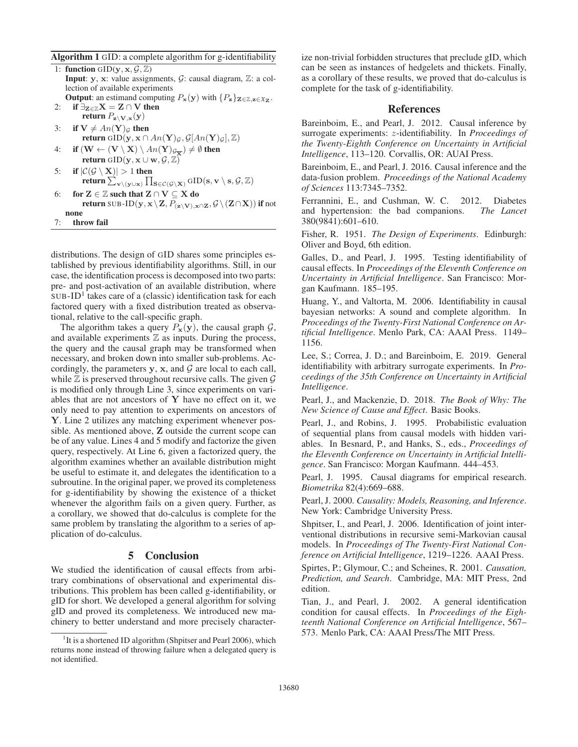**Algorithm 1** GID: a complete algorithm for g-identifiability

1: **function** GID($\mathbf{y}, \mathbf{x}, \mathcal{G}, \mathbb{Z}$)
   **Input**: $\mathbf{y}$, $\mathbf{x}$: value assignments, $\mathcal{G}$: causal diagram, $\mathbb{Z}$: a collection of available experiments
   **Output**: an estimand computing $P_{\mathbf{x}}(\mathbf{y})$ with $\{P_{\mathbf{z}}\}_{\mathbf{Z} \in \mathbb{Z}, \mathbf{z} \in \mathfrak{X}_{\mathbf{Z}}}$.
2: **if** $\exists_{\mathbf{Z} \in \mathbb{Z}} \mathbf{X} = \mathbf{Z} \cap \mathbf{V}$ **then**
   **return** $P_{\mathbf{z} \setminus \mathbf{V}, \mathbf{x}}(\mathbf{y})$
3: **if** $\mathbf{V} \neq An(\mathbf{Y})_{\mathcal{G}}$ **then**
   **return** GID($\mathbf{y}, \mathbf{x} \cap An(\mathbf{Y})_{\mathcal{G}}, \mathcal{G}[An(\mathbf{Y})_{\mathcal{G}}], \mathbb{Z}$)
4: **if** $(\mathbf{W} \leftarrow (\mathbf{V} \setminus \mathbf{X}) \setminus An(\mathbf{Y})_{\mathcal{G}_{\overline{\mathbf{X}}}}) \neq \emptyset$ **then**
   **return** GID($\mathbf{y}, \mathbf{x} \cup \mathbf{w}, \mathcal{G}, \mathbb{Z}$)
5: **if** $|\mathcal{C}(\mathcal{G} \setminus \mathbf{X})| > 1$ **then**
   **return** $\sum_{\mathbf{v} \setminus (\mathbf{y} \cup \mathbf{x})} \prod_{\mathbf{S} \in \mathcal{C}(\mathcal{G} \setminus \mathbf{X})}$ GID($\mathbf{s}, \mathbf{v} \setminus \mathbf{s}, \mathcal{G}, \mathbb{Z}$)
6: **for** $\mathbf{Z} \in \mathbb{Z}$ **such that** $\mathbf{Z} \cap \mathbf{V} \subseteq \mathbf{X}$ **do**
   **return** SUB-ID($\mathbf{y}, \mathbf{x} \setminus \mathbf{Z}, P_{(\mathbf{z} \setminus \mathbf{V}), \mathbf{x} \cap \mathbf{Z}}, \mathcal{G} \setminus (\mathbf{Z} \cap \mathbf{X})$) **if** not **none**
7: **throw fail**

distributions. The design of GID shares some principles established by previous identifiability algorithms. Still, in our case, the identification process is decomposed into two parts: pre- and post-activation of an available distribution, where SUB-ID[1] takes care of a (classic) identification task for each factored query with a fixed distribution treated as observational, relative to the call-specific graph.

The algorithm takes a query $P_{\mathbf{x}}(\mathbf{y})$, the causal graph $\mathcal{G}$, and available experiments $\mathbb{Z}$ as inputs. During the process, the query and the causal graph may be transformed when necessary, and broken down into smaller sub-problems. Accordingly, the parameters $\mathbf{y}$, $\mathbf{x}$, and $\mathcal{G}$ are local to each call, while $\mathbb{Z}$ is preserved throughout recursive calls. The given $\mathcal{G}$ is modified only through Line 3, since experiments on variables that are not ancestors of $\mathbf{Y}$ have no effect on it, we only need to pay attention to experiments on ancestors of $\mathbf{Y}$. Line 2 utilizes any matching experiment whenever possible. As mentioned above, $\mathbf{Z}$ outside the current scope can be of any value. Lines 4 and 5 modify and factorize the given query, respectively. At Line 6, given a factorized query, the algorithm examines whether an available distribution might be useful to estimate it, and delegates the identification to a subroutine. In the original paper, we proved its completeness for g-identifiability by showing the existence of a thicket whenever the algorithm fails on a given query. Further, as a corollary, we showed that do-calculus is complete for the same problem by translating the algorithm to a series of application of do-calculus.

[1] It is a shortened ID algorithm (Shpitser and Pearl 2006), which returns none instead of throwing failure when a delegated query is not identified.

## 5 Conclusion

We studied the identification of causal effects from arbitrary combinations of observational and experimental distributions. This problem has been called g-identifiability, or gID for short. We developed a general algorithm for solving gID and proved its completeness. We introduced new machinery to better understand and more precisely characterize non-trivial forbidden structures that preclude gID, which can be seen as instances of hedgelets and thickets. Finally, as a corollary of these results, we proved that do-calculus is complete for the task of g-identifiability.

## References

Bareinboim, E., and Pearl, J. 2012. Causal inference by surrogate experiments: $z$-identifiability. In *Proceedings of the Twenty-Eighth Conference on Uncertainty in Artificial Intelligence*, 113–120. Corvallis, OR: AUAI Press.

Bareinboim, E., and Pearl, J. 2016. Causal inference and the data-fusion problem. *Proceedings of the National Academy of Sciences* 113:7345–7352.

Ferrannini, E., and Cushman, W. C. 2012. Diabetes and hypertension: the bad companions. *The Lancet* 380(9841):601–610.

Fisher, R. 1951. *The Design of Experiments*. Edinburgh: Oliver and Boyd, 6th edition.

Galles, D., and Pearl, J. 1995. Testing identifiability of causal effects. In *Proceedings of the Eleventh Conference on Uncertainty in Artificial Intelligence*. San Francisco: Morgan Kaufmann. 185–195.

Huang, Y., and Valtorta, M. 2006. Identifiability in causal bayesian networks: A sound and complete algorithm. In *Proceedings of the Twenty-First National Conference on Artificial Intelligence*. Menlo Park, CA: AAAI Press. 1149–1156.

Lee, S.; Correa, J. D.; and Bareinboim, E. 2019. General identifiability with arbitrary surrogate experiments. In *Proceedings of the 35th Conference on Uncertainty in Artificial Intelligence*.

Pearl, J., and Mackenzie, D. 2018. *The Book of Why: The New Science of Cause and Effect*. Basic Books.

Pearl, J., and Robins, J. 1995. Probabilistic evaluation of sequential plans from causal models with hidden variables. In Besnard, P., and Hanks, S., eds., *Proceedings of the Eleventh Conference on Uncertainty in Artificial Intelligence*. San Francisco: Morgan Kaufmann. 444–453.

Pearl, J. 1995. Causal diagrams for empirical research. *Biometrika* 82(4):669–688.

Pearl, J. 2000. *Causality: Models, Reasoning, and Inference*. New York: Cambridge University Press.

Shpitser, I., and Pearl, J. 2006. Identification of joint interventional distributions in recursive semi-Markovian causal models. In *Proceedings of The Twenty-First National Conference on Artificial Intelligence*, 1219–1226. AAAI Press.

Spirtes, P.; Glymour, C.; and Scheines, R. 2001. *Causation, Prediction, and Search*. Cambridge, MA: MIT Press, 2nd edition.

Tian, J., and Pearl, J. 2002. A general identification condition for causal effects. In *Proceedings of the Eighteenth National Conference on Artificial Intelligence*, 567–573. Menlo Park, CA: AAAI Press/The MIT Press.